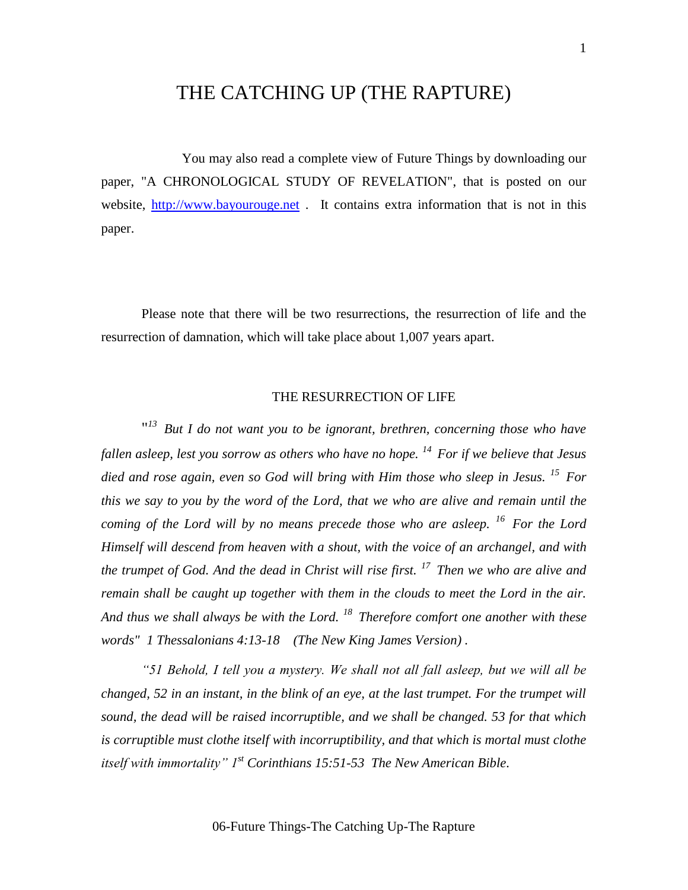# THE CATCHING UP (THE RAPTURE)

You may also read a complete view of Future Things by downloading our paper, "A CHRONOLOGICAL STUDY OF REVELATION", that is posted on our website, [http://www.bayourouge.net](http://www.bayourouge.net) . It contains extra information that is not in this paper.

Please note that there will be two resurrections, the resurrection of life and the resurrection of damnation, which will take place about 1,007 years apart.

## THE RESURRECTION OF LIFE

"[13] *But I do not want you to be ignorant, brethren, concerning those who have fallen asleep, lest you sorrow as others who have no hope.* [14] *For if we believe that Jesus died and rose again, even so God will bring with Him those who sleep in Jesus.* [15] *For this we say to you by the word of the Lord, that we who are alive and remain until the coming of the Lord will by no means precede those who are asleep.* [16] *For the Lord Himself will descend from heaven with a shout, with the voice of an archangel, and with the trumpet of God. And the dead in Christ will rise first.* [17] *Then we who are alive and remain shall be caught up together with them in the clouds to meet the Lord in the air. And thus we shall always be with the Lord.* [18] *Therefore comfort one another with these words" 1 Thessalonians 4:13-18 (The New King James Version) .*

*"51 Behold, I tell you a mystery. We shall not all fall asleep, but we will all be changed, 52 in an instant, in the blink of an eye, at the last trumpet. For the trumpet will sound, the dead will be raised incorruptible, and we shall be changed. 53 for that which is corruptible must clothe itself with incorruptibility, and that which is mortal must clothe itself with immortality" 1st Corinthians 15:51-53 The New American Bible.*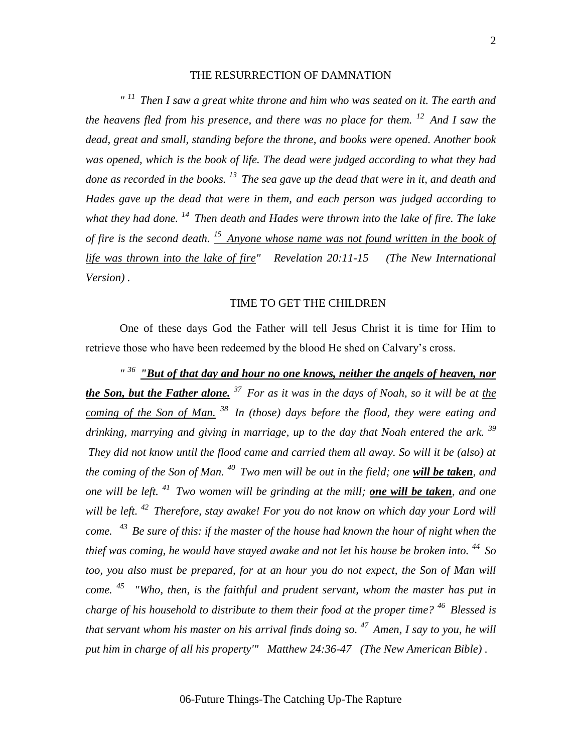## THE RESURRECTION OF DAMNATION

*" [11] Then I saw a great white throne and him who was seated on it. The earth and the heavens fled from his presence, and there was no place for them. [12] And I saw the dead, great and small, standing before the throne, and books were opened. Another book was opened, which is the book of life. The dead were judged according to what they had done as recorded in the books. [13] The sea gave up the dead that were in it, and death and Hades gave up the dead that were in them, and each person was judged according to what they had done. [14] Then death and Hades were thrown into the lake of fire. The lake of fire is the second death. <u>[15] Anyone whose name was not found written in the book of life was thrown into the lake of fire</u>" Revelation 20:11-15 (The New International Version) .*

## TIME TO GET THE CHILDREN

One of these days God the Father will tell Jesus Christ it is time for Him to retrieve those who have been redeemed by the blood He shed on Calvary's cross.

*" [36] **<u>"But of that day and hour no one knows, neither the angels of heaven, nor the Son, but the Father alone.</u>** [37] For as it was in the days of Noah, so it will be at <u>the coming of the Son of Man.</u> [38] In (those) days before the flood, they were eating and drinking, marrying and giving in marriage, up to the day that Noah entered the ark. [39] They did not know until the flood came and carried them all away. So will it be (also) at the coming of the Son of Man. [40] Two men will be out in the field; one **<u>will be taken</u>**, and one will be left. [41] Two women will be grinding at the mill; **<u>one will be taken</u>**, and one will be left. [42] Therefore, stay awake! For you do not know on which day your Lord will come. [43] Be sure of this: if the master of the house had known the hour of night when the thief was coming, he would have stayed awake and not let his house be broken into. [44] So too, you also must be prepared, for at an hour you do not expect, the Son of Man will come. [45] "Who, then, is the faithful and prudent servant, whom the master has put in charge of his household to distribute to them their food at the proper time? [46] Blessed is that servant whom his master on his arrival finds doing so. [47] Amen, I say to you, he will put him in charge of all his property'" Matthew 24:36-47 (The New American Bible) .*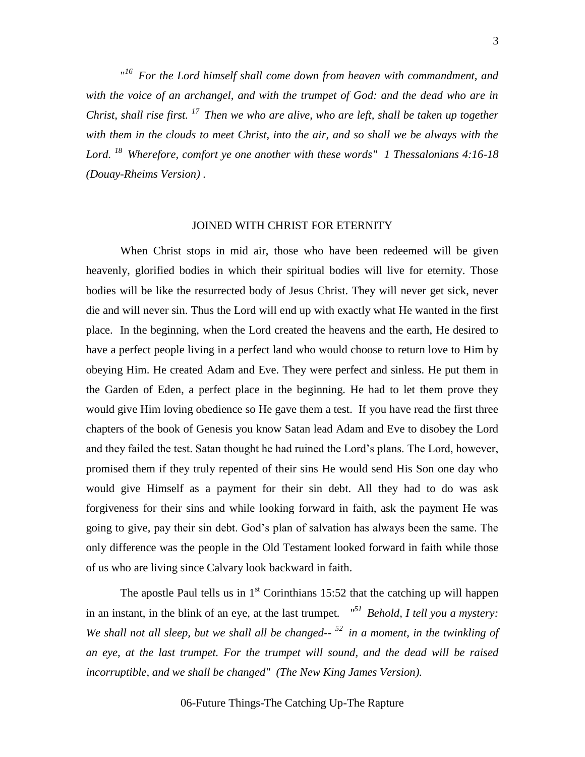*"[16] For the Lord himself shall come down from heaven with commandment, and with the voice of an archangel, and with the trumpet of God: and the dead who are in Christ, shall rise first. [17] Then we who are alive, who are left, shall be taken up together with them in the clouds to meet Christ, into the air, and so shall we be always with the Lord. [18] Wherefore, comfort ye one another with these words" 1 Thessalonians 4:16-18 (Douay-Rheims Version)* .

## JOINED WITH CHRIST FOR ETERNITY

When Christ stops in mid air, those who have been redeemed will be given heavenly, glorified bodies in which their spiritual bodies will live for eternity. Those bodies will be like the resurrected body of Jesus Christ. They will never get sick, never die and will never sin. Thus the Lord will end up with exactly what He wanted in the first place. In the beginning, when the Lord created the heavens and the earth, He desired to have a perfect people living in a perfect land who would choose to return love to Him by obeying Him. He created Adam and Eve. They were perfect and sinless. He put them in the Garden of Eden, a perfect place in the beginning. He had to let them prove they would give Him loving obedience so He gave them a test. If you have read the first three chapters of the book of Genesis you know Satan lead Adam and Eve to disobey the Lord and they failed the test. Satan thought he had ruined the Lord's plans. The Lord, however, promised them if they truly repented of their sins He would send His Son one day who would give Himself as a payment for their sin debt. All they had to do was ask forgiveness for their sins and while looking forward in faith, ask the payment He was going to give, pay their sin debt. God's plan of salvation has always been the same. The only difference was the people in the Old Testament looked forward in faith while those of us who are living since Calvary look backward in faith.

The apostle Paul tells us in 1st Corinthians 15:52 that the catching up will happen in an instant, in the blink of an eye, at the last trumpet. *"[51] Behold, I tell you a mystery: We shall not all sleep, but we shall all be changed-- [52] in a moment, in the twinkling of an eye, at the last trumpet. For the trumpet will sound, and the dead will be raised incorruptible, and we shall be changed" (The New King James Version).*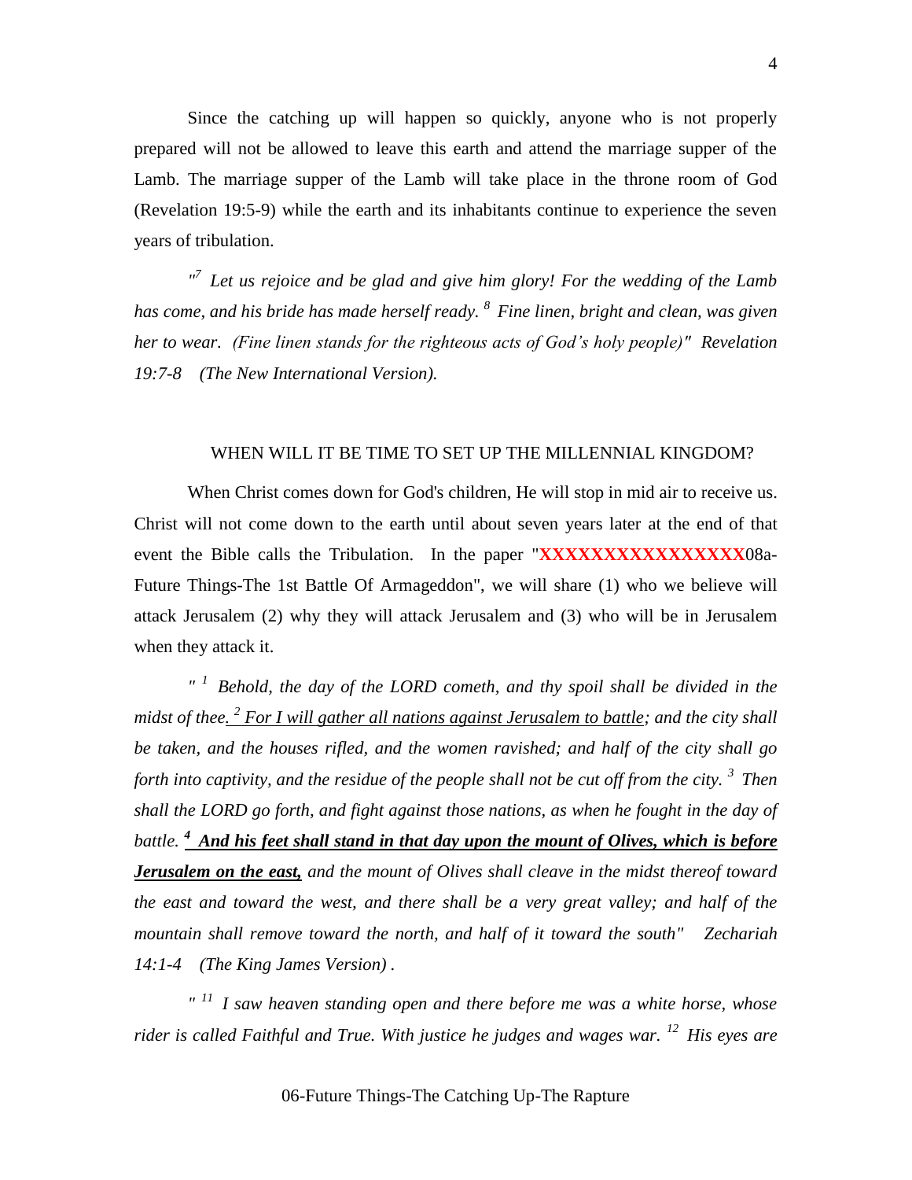Since the catching up will happen so quickly, anyone who is not properly prepared will not be allowed to leave this earth and attend the marriage supper of the Lamb. The marriage supper of the Lamb will take place in the throne room of God (Revelation 19:5-9) while the earth and its inhabitants continue to experience the seven years of tribulation.

*"[7] Let us rejoice and be glad and give him glory! For the wedding of the Lamb has come, and his bride has made herself ready. [8] Fine linen, bright and clean, was given her to wear. (Fine linen stands for the righteous acts of God's holy people)" Revelation 19:7-8 (The New International Version).*

WHEN WILL IT BE TIME TO SET UP THE MILLENNIAL KINGDOM?

When Christ comes down for God's children, He will stop in mid air to receive us. Christ will not come down to the earth until about seven years later at the end of that event the Bible calls the Tribulation. In the paper "**XXXXXXXXXXXXXXXX**08a-Future Things-The 1st Battle Of Armageddon", we will share (1) who we believe will attack Jerusalem (2) why they will attack Jerusalem and (3) who will be in Jerusalem when they attack it.

*" [1] Behold, the day of the LORD cometh, and thy spoil shall be divided in the midst of thee. <u>[2] For I will gather all nations against Jerusalem to battle</u>; and the city shall be taken, and the houses rifled, and the women ravished; and half of the city shall go forth into captivity, and the residue of the people shall not be cut off from the city. [3] Then shall the LORD go forth, and fight against those nations, as when he fought in the day of battle.* ***<u>[4] And his feet shall stand in that day upon the mount of Olives, which is before Jerusalem on the east,</u>*** *and the mount of Olives shall cleave in the midst thereof toward the east and toward the west, and there shall be a very great valley; and half of the mountain shall remove toward the north, and half of it toward the south" Zechariah 14:1-4 (The King James Version) .*

*" [11] I saw heaven standing open and there before me was a white horse, whose rider is called Faithful and True. With justice he judges and wages war. [12] His eyes are*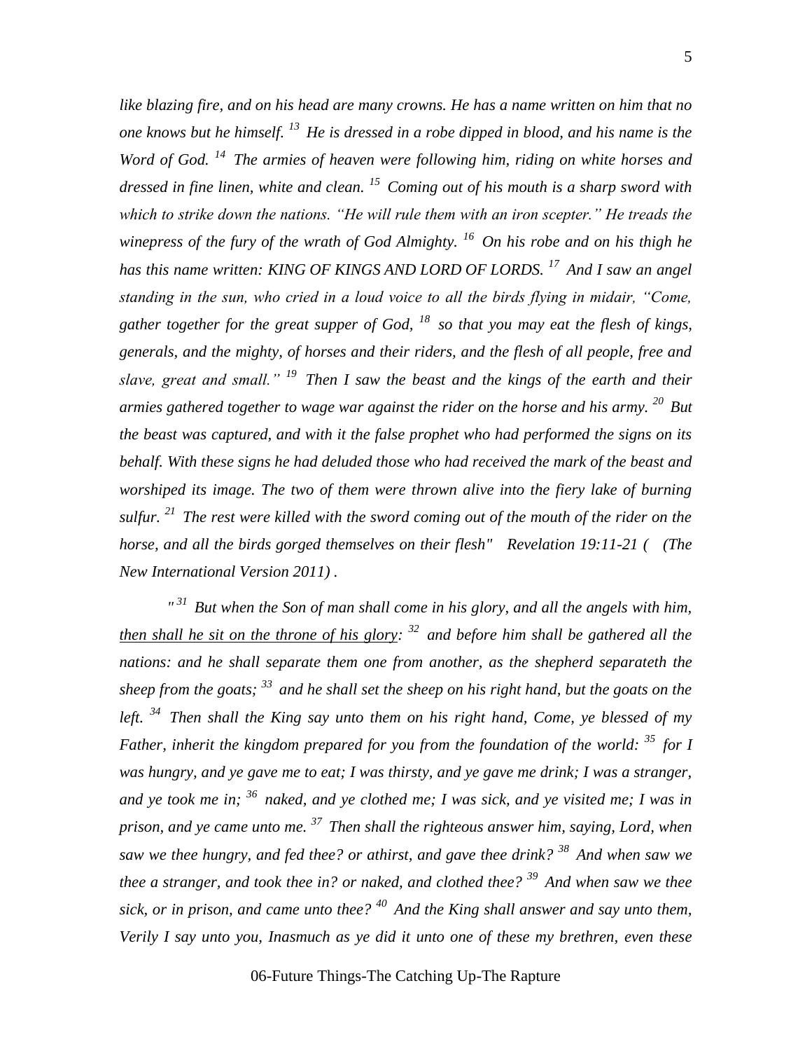*like blazing fire, and on his head are many crowns. He has a name written on him that no one knows but he himself.* [13] *He is dressed in a robe dipped in blood, and his name is the Word of God.* [14] *The armies of heaven were following him, riding on white horses and dressed in fine linen, white and clean.* [15] *Coming out of his mouth is a sharp sword with which to strike down the nations. "He will rule them with an iron scepter." He treads the winepress of the fury of the wrath of God Almighty.* [16] *On his robe and on his thigh he has this name written: KING OF KINGS AND LORD OF LORDS.* [17] *And I saw an angel standing in the sun, who cried in a loud voice to all the birds flying in midair, "Come, gather together for the great supper of God,* [18] *so that you may eat the flesh of kings, generals, and the mighty, of horses and their riders, and the flesh of all people, free and slave, great and small."* [19] *Then I saw the beast and the kings of the earth and their armies gathered together to wage war against the rider on the horse and his army.* [20] *But the beast was captured, and with it the false prophet who had performed the signs on its behalf. With these signs he had deluded those who had received the mark of the beast and worshiped its image. The two of them were thrown alive into the fiery lake of burning sulfur.* [21] *The rest were killed with the sword coming out of the mouth of the rider on the horse, and all the birds gorged themselves on their flesh" Revelation 19:11-21 ( (The New International Version 2011) .*

*"* [31] *But when the Son of man shall come in his glory, and all the angels with him, <u>then shall he sit on the throne of his glory</u>:* [32] *and before him shall be gathered all the nations: and he shall separate them one from another, as the shepherd separateth the sheep from the goats;* [33] *and he shall set the sheep on his right hand, but the goats on the left.* [34] *Then shall the King say unto them on his right hand, Come, ye blessed of my Father, inherit the kingdom prepared for you from the foundation of the world:* [35] *for I was hungry, and ye gave me to eat; I was thirsty, and ye gave me drink; I was a stranger, and ye took me in;* [36] *naked, and ye clothed me; I was sick, and ye visited me; I was in prison, and ye came unto me.* [37] *Then shall the righteous answer him, saying, Lord, when saw we thee hungry, and fed thee? or athirst, and gave thee drink?* [38] *And when saw we thee a stranger, and took thee in? or naked, and clothed thee?* [39] *And when saw we thee sick, or in prison, and came unto thee?* [40] *And the King shall answer and say unto them, Verily I say unto you, Inasmuch as ye did it unto one of these my brethren, even these*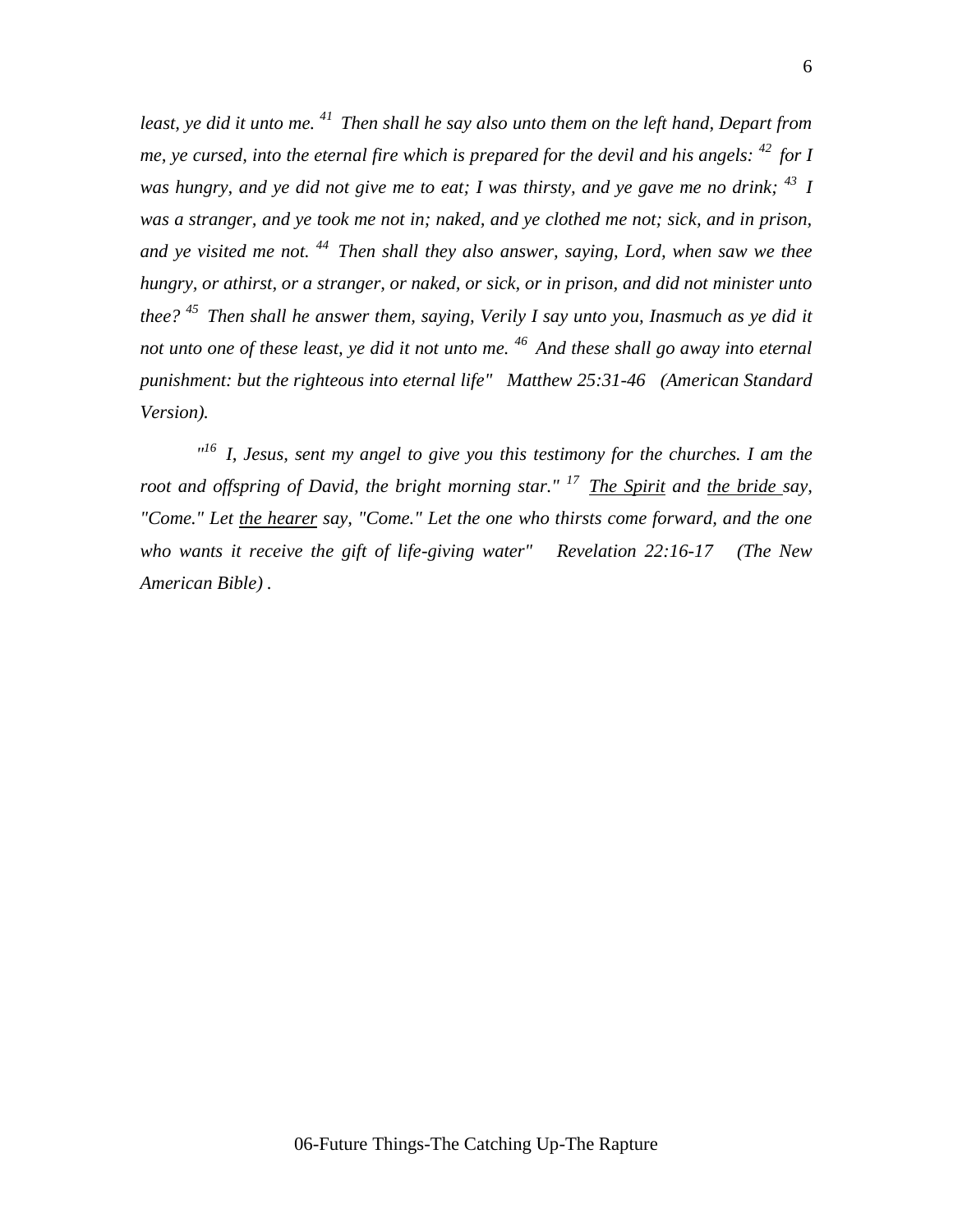*least, ye did it unto me. [41] Then shall he say also unto them on the left hand, Depart from me, ye cursed, into the eternal fire which is prepared for the devil and his angels: [42] for I was hungry, and ye did not give me to eat; I was thirsty, and ye gave me no drink; [43] I was a stranger, and ye took me not in; naked, and ye clothed me not; sick, and in prison, and ye visited me not. [44] Then shall they also answer, saying, Lord, when saw we thee hungry, or athirst, or a stranger, or naked, or sick, or in prison, and did not minister unto thee? [45] Then shall he answer them, saying, Verily I say unto you, Inasmuch as ye did it not unto one of these least, ye did it not unto me. [46] And these shall go away into eternal punishment: but the righteous into eternal life" Matthew 25:31-46 (American Standard Version).*

*"[16] I, Jesus, sent my angel to give you this testimony for the churches. I am the root and offspring of David, the bright morning star." [17] <u>The Spirit</u> and <u>the bride</u> say, "Come." Let <u>the hearer</u> say, "Come." Let the one who thirsts come forward, and the one who wants it receive the gift of life-giving water" Revelation 22:16-17 (The New American Bible) .*